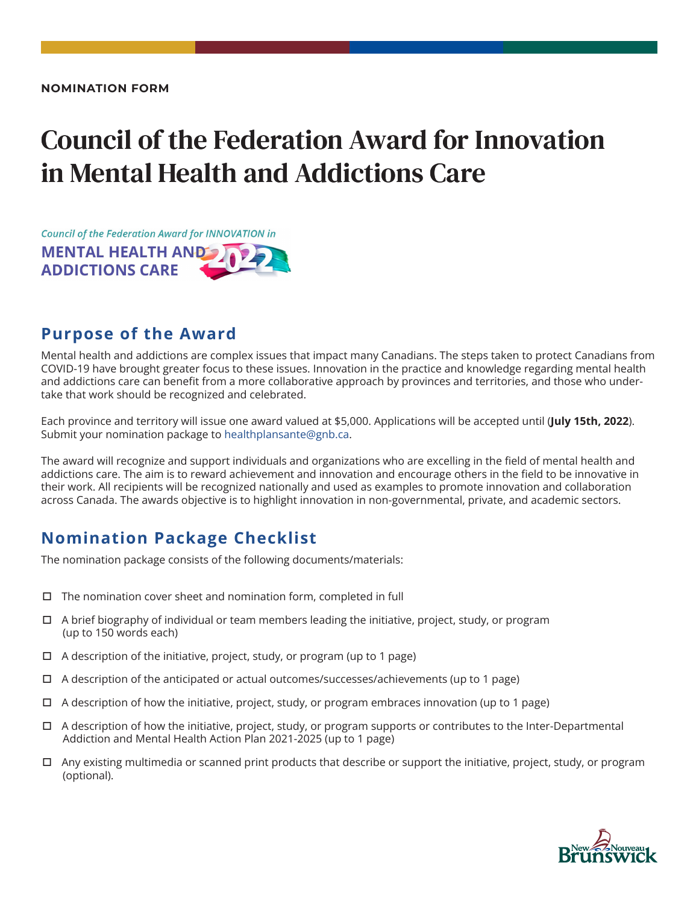**NOMINATION FORM**

# Council of the Federation Award for Innovation in Mental Health and Addictions Care

*Council of the Federation Award for INNOVATION in*
**MENTAL HEALTH AND ADDICTIONS CARE 2022**

## Purpose of the Award

Mental health and addictions are complex issues that impact many Canadians. The steps taken to protect Canadians from COVID-19 have brought greater focus to these issues. Innovation in the practice and knowledge regarding mental health and addictions care can benefit from a more collaborative approach by provinces and territories, and those who undertake that work should be recognized and celebrated.

Each province and territory will issue one award valued at $5,000. Applications will be accepted until (**July 15th, 2022**). Submit your nomination package to healthplansante@gnb.ca.

The award will recognize and support individuals and organizations who are excelling in the field of mental health and addictions care. The aim is to reward achievement and innovation and encourage others in the field to be innovative in their work. All recipients will be recognized nationally and used as examples to promote innovation and collaboration across Canada. The awards objective is to highlight innovation in non-governmental, private, and academic sectors.

## Nomination Package Checklist

The nomination package consists of the following documents/materials:

- ☐ The nomination cover sheet and nomination form, completed in full
- ☐ A brief biography of individual or team members leading the initiative, project, study, or program (up to 150 words each)
- ☐ A description of the initiative, project, study, or program (up to 1 page)
- ☐ A description of the anticipated or actual outcomes/successes/achievements (up to 1 page)
- ☐ A description of how the initiative, project, study, or program embraces innovation (up to 1 page)
- ☐ A description of how the initiative, project, study, or program supports or contributes to the Inter-Departmental Addiction and Mental Health Action Plan 2021-2025 (up to 1 page)
- ☐ Any existing multimedia or scanned print products that describe or support the initiative, project, study, or program (optional).

New Nouveau Brunswick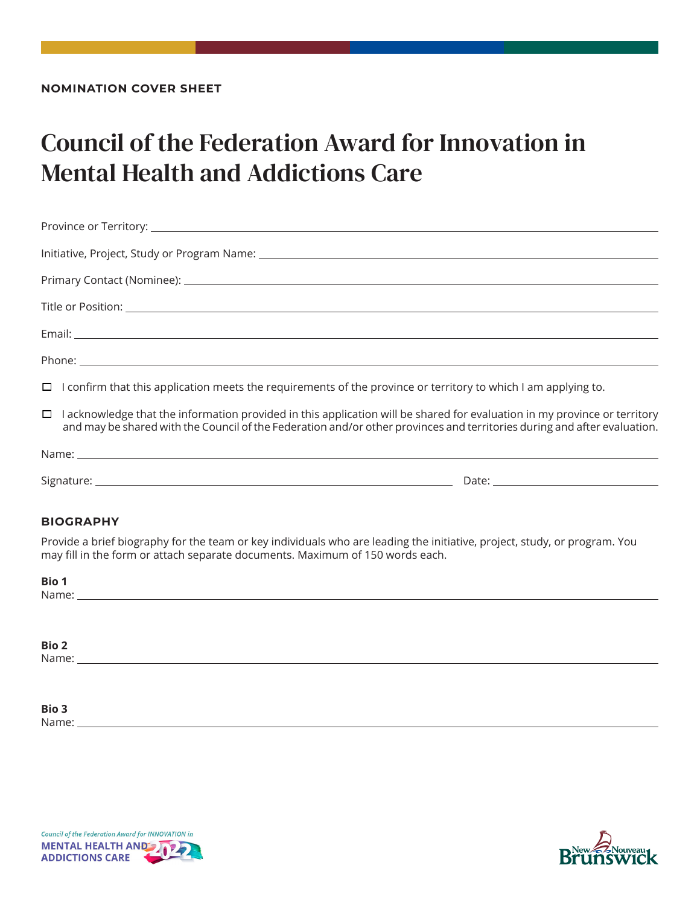**NOMINATION COVER SHEET**

# Council of the Federation Award for Innovation in Mental Health and Addictions Care

Province or Territory: \_\_\_\_\_\_\_\_\_\_\_\_\_\_\_\_\_\_\_\_

Initiative, Project, Study or Program Name: \_\_\_\_\_\_\_\_\_\_\_\_\_\_\_\_\_\_\_\_

Primary Contact (Nominee): \_\_\_\_\_\_\_\_\_\_\_\_\_\_\_\_\_\_\_\_

Title or Position: \_\_\_\_\_\_\_\_\_\_\_\_\_\_\_\_\_\_\_\_

Email: \_\_\_\_\_\_\_\_\_\_\_\_\_\_\_\_\_\_\_\_

Phone: \_\_\_\_\_\_\_\_\_\_\_\_\_\_\_\_\_\_\_\_

- ☐ I confirm that this application meets the requirements of the province or territory to which I am applying to.
- ☐ I acknowledge that the information provided in this application will be shared for evaluation in my province or territory and may be shared with the Council of the Federation and/or other provinces and territories during and after evaluation.

Name: \_\_\_\_\_\_\_\_\_\_\_\_\_\_\_\_\_\_\_\_

Signature: \_\_\_\_\_\_\_\_\_\_\_\_\_\_\_\_\_\_\_\_ Date: \_\_\_\_\_\_\_\_\_\_\_\_

## BIOGRAPHY

Provide a brief biography for the team or key individuals who are leading the initiative, project, study, or program. You may fill in the form or attach separate documents. Maximum of 150 words each.

**Bio 1**
Name: \_\_\_\_\_\_\_\_\_\_\_\_\_\_\_\_\_\_\_\_

**Bio 2**
Name: \_\_\_\_\_\_\_\_\_\_\_\_\_\_\_\_\_\_\_\_

**Bio 3**
Name: \_\_\_\_\_\_\_\_\_\_\_\_\_\_\_\_\_\_\_\_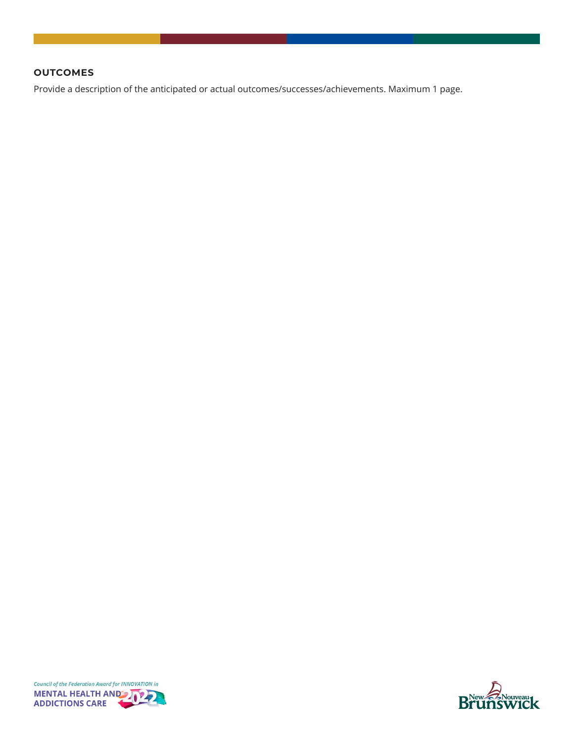## OUTCOMES

Provide a description of the anticipated or actual outcomes/successes/achievements. Maximum 1 page.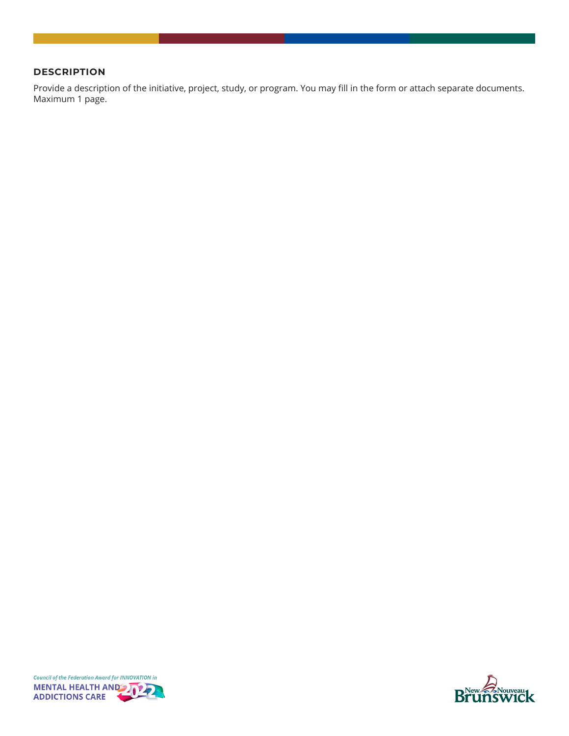## DESCRIPTION

Provide a description of the initiative, project, study, or program. You may fill in the form or attach separate documents. Maximum 1 page.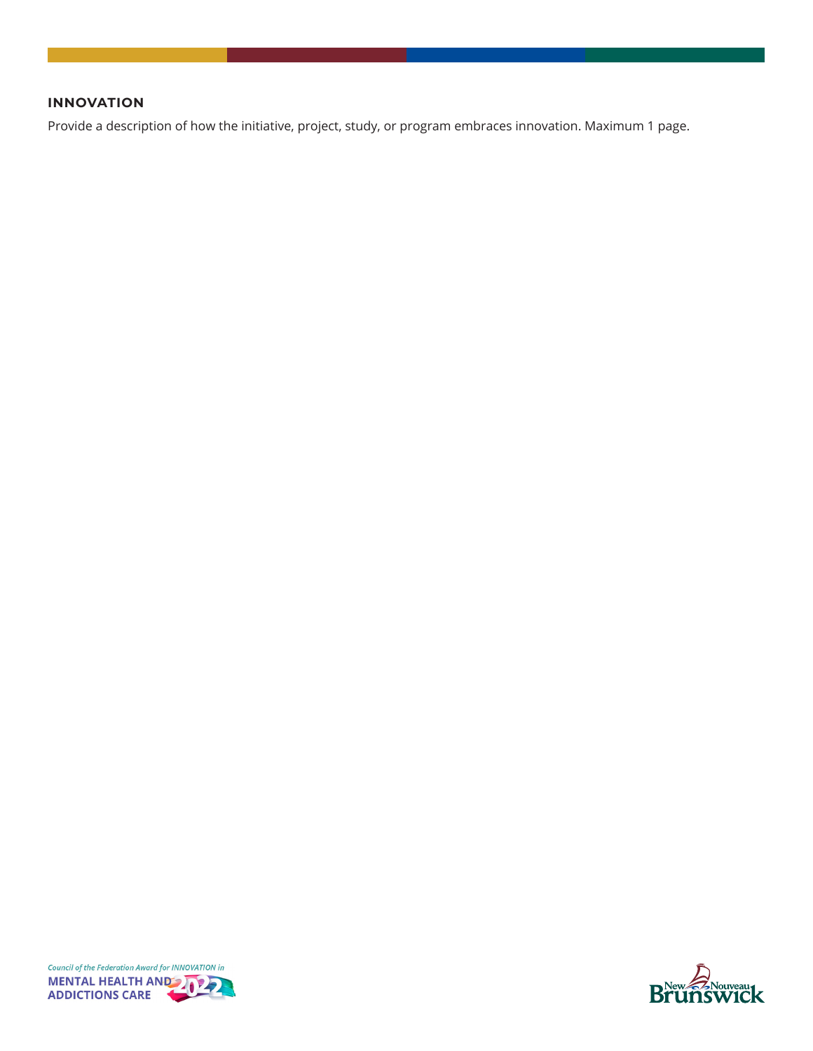## INNOVATION

Provide a description of how the initiative, project, study, or program embraces innovation. Maximum 1 page.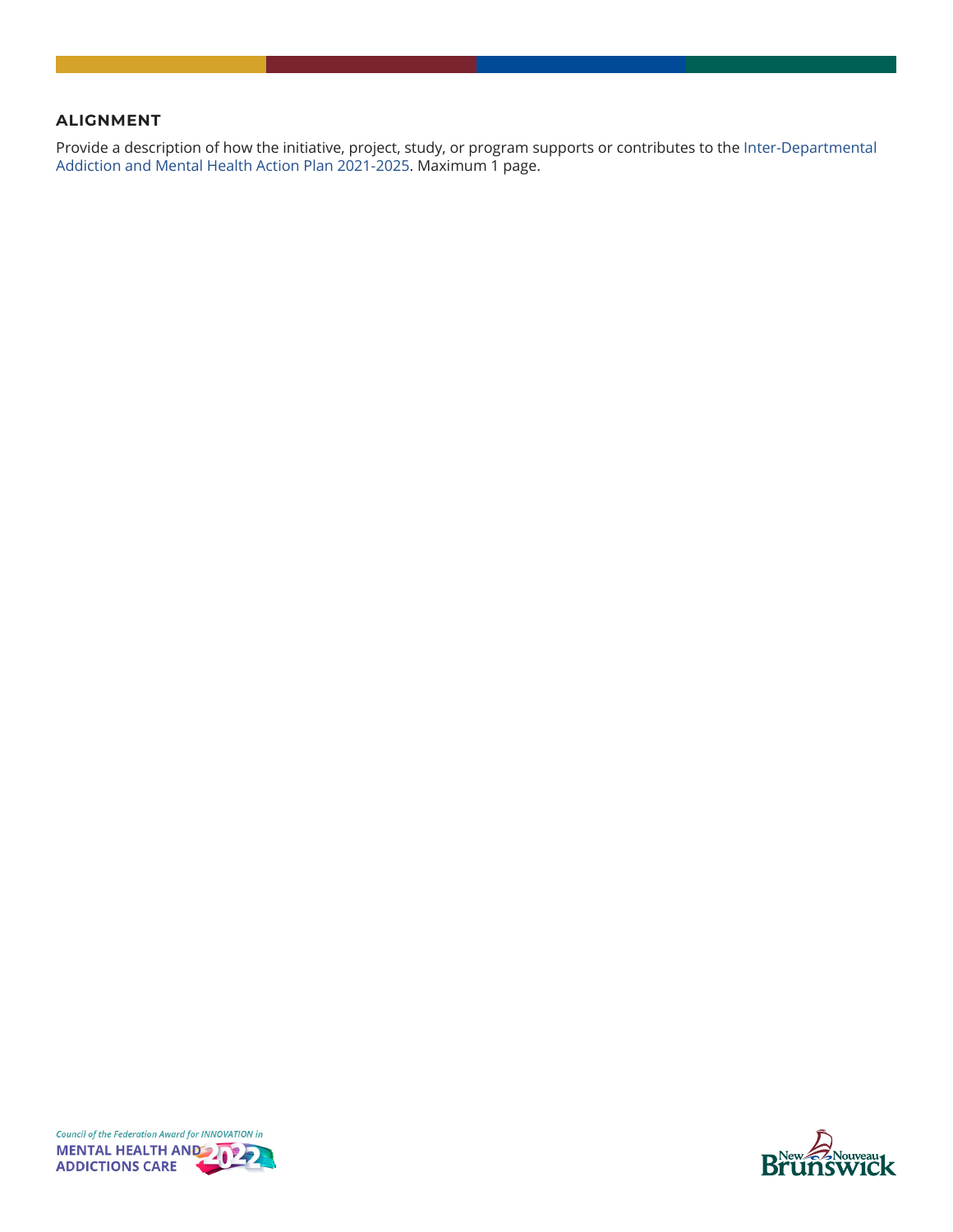## ALIGNMENT

Provide a description of how the initiative, project, study, or program supports or contributes to the Inter-Departmental Addiction and Mental Health Action Plan 2021-2025. Maximum 1 page.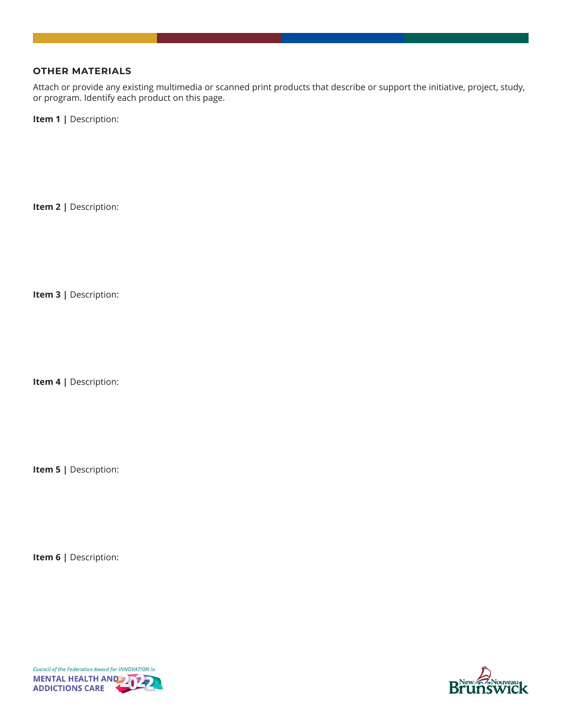## OTHER MATERIALS

Attach or provide any existing multimedia or scanned print products that describe or support the initiative, project, study, or program. Identify each product on this page.

**Item 1 |** Description:

**Item 2 |** Description:

**Item 3 |** Description:

**Item 4 |** Description:

**Item 5 |** Description:

**Item 6 |** Description: